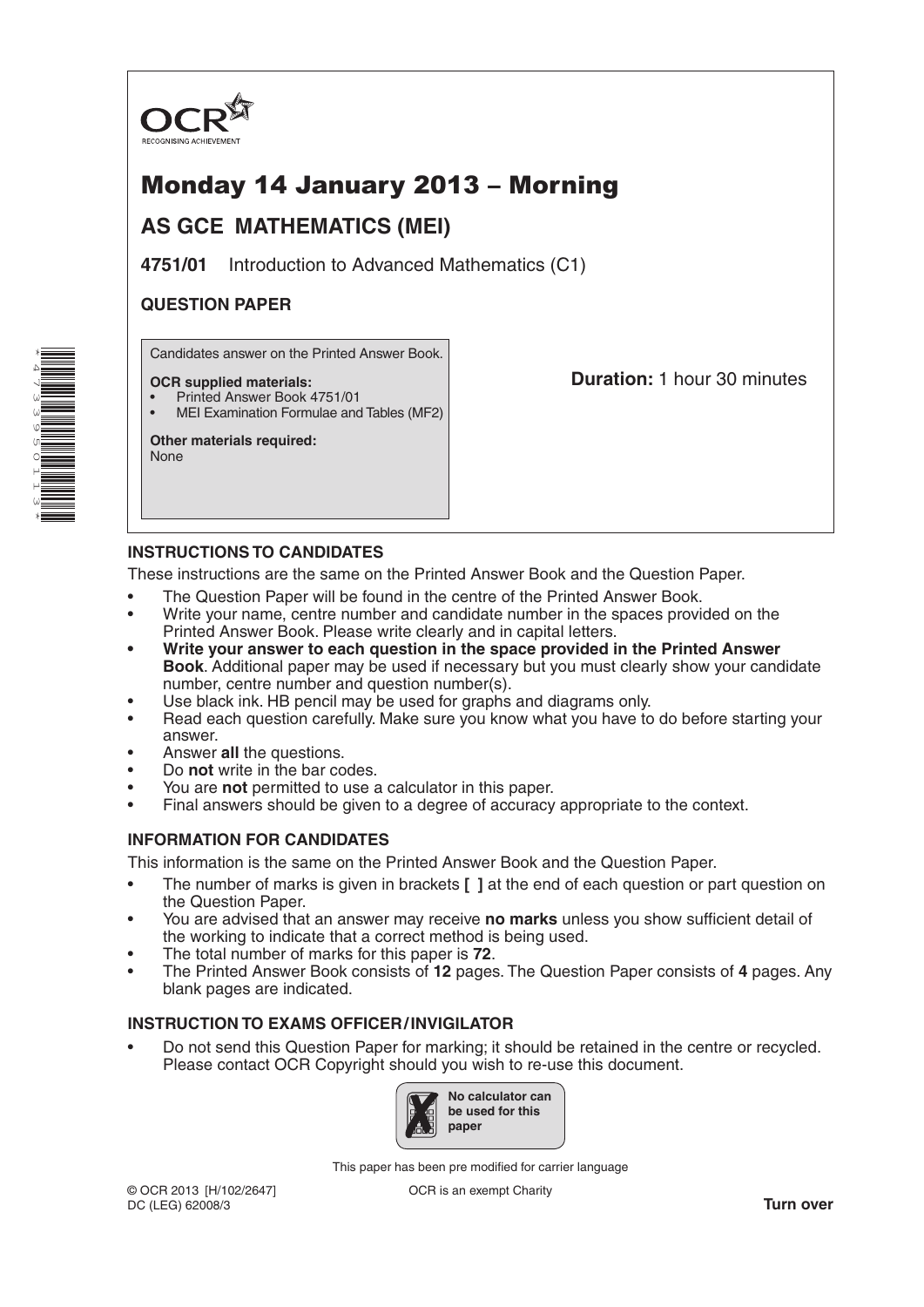OCR
RECOGNISING ACHIEVEMENT

# Monday 14 January 2013 – Morning

## AS GCE MATHEMATICS (MEI)

**4751/01** Introduction to Advanced Mathematics (C1)

**QUESTION PAPER**

Candidates answer on the Printed Answer Book.

**OCR supplied materials:**
- Printed Answer Book 4751/01
- MEI Examination Formulae and Tables (MF2)

**Other materials required:**
None

**Duration:** 1 hour 30 minutes

### INSTRUCTIONS TO CANDIDATES

These instructions are the same on the Printed Answer Book and the Question Paper.

- The Question Paper will be found in the centre of the Printed Answer Book.
- Write your name, centre number and candidate number in the spaces provided on the Printed Answer Book. Please write clearly and in capital letters.
- **Write your answer to each question in the space provided in the Printed Answer Book**. Additional paper may be used if necessary but you must clearly show your candidate number, centre number and question number(s).
- Use black ink. HB pencil may be used for graphs and diagrams only.
- Read each question carefully. Make sure you know what you have to do before starting your answer.
- Answer **all** the questions.
- Do **not** write in the bar codes.
- You are **not** permitted to use a calculator in this paper.
- Final answers should be given to a degree of accuracy appropriate to the context.

### INFORMATION FOR CANDIDATES

This information is the same on the Printed Answer Book and the Question Paper.

- The number of marks is given in brackets **[ ]** at the end of each question or part question on the Question Paper.
- You are advised that an answer may receive **no marks** unless you show sufficient detail of the working to indicate that a correct method is being used.
- The total number of marks for this paper is **72**.
- The Printed Answer Book consists of **12** pages. The Question Paper consists of **4** pages. Any blank pages are indicated.

### INSTRUCTION TO EXAMS OFFICER / INVIGILATOR

- Do not send this Question Paper for marking; it should be retained in the centre or recycled. Please contact OCR Copyright should you wish to re-use this document.

**No calculator can be used for this paper**

This paper has been pre modified for carrier language

© OCR 2013 [H/102/2647]
DC (LEG) 62008/3

OCR is an exempt Charity

**Turn over**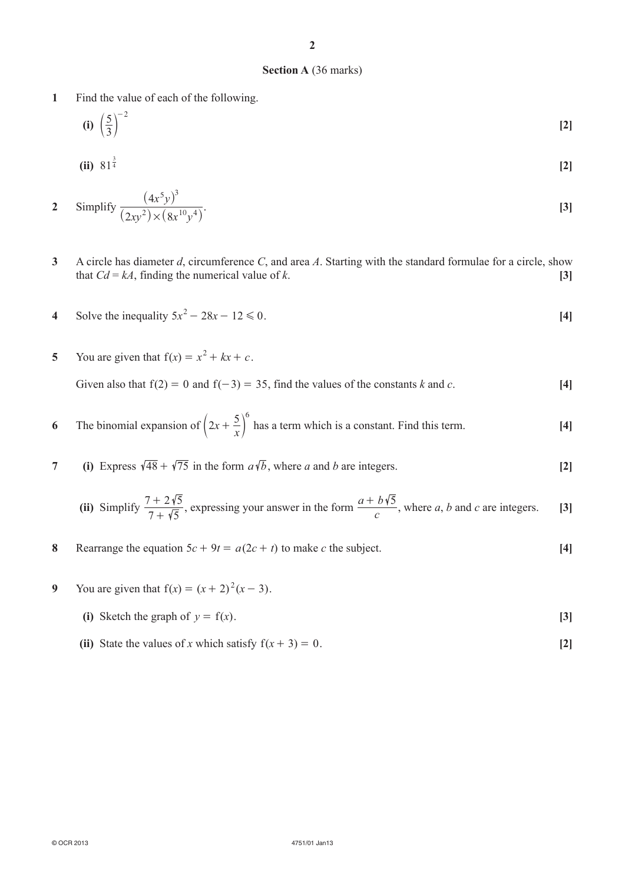## Section A (36 marks)

**1** Find the value of each of the following.

**(i)** $\left(\frac{5}{3}\right)^{-2}$ **[2]**

**(ii)** $81^{\frac{3}{4}}$ **[2]**

**2** Simplify $\dfrac{\left(4x^5y\right)^3}{\left(2xy^2\right)\times\left(8x^{10}y^4\right)}$. **[3]**

**3** A circle has diameter $d$, circumference $C$, and area $A$. Starting with the standard formulae for a circle, show that $Cd = kA$, finding the numerical value of $k$. **[3]**

**4** Solve the inequality $5x^2 - 28x - 12 \leqslant 0$. **[4]**

**5** You are given that $\mathrm{f}(x) = x^2 + kx + c$.

Given also that $\mathrm{f}(2) = 0$ and $\mathrm{f}(-3) = 35$, find the values of the constants $k$ and $c$. **[4]**

**6** The binomial expansion of $\left(2x + \frac{5}{x}\right)^6$ has a term which is a constant. Find this term. **[4]**

**7** **(i)** Express $\sqrt{48} + \sqrt{75}$ in the form $a\sqrt{b}$, where $a$ and $b$ are integers. **[2]**

**(ii)** Simplify $\dfrac{7 + 2\sqrt{5}}{7 + \sqrt{5}}$, expressing your answer in the form $\dfrac{a + b\sqrt{5}}{c}$, where $a$, $b$ and $c$ are integers. **[3]**

**8** Rearrange the equation $5c + 9t = a(2c + t)$ to make $c$ the subject. **[4]**

**9** You are given that $\mathrm{f}(x) = (x + 2)^2(x - 3)$.

**(i)** Sketch the graph of $y = \mathrm{f}(x)$. **[3]**

**(ii)** State the values of $x$ which satisfy $\mathrm{f}(x + 3) = 0$. **[2]**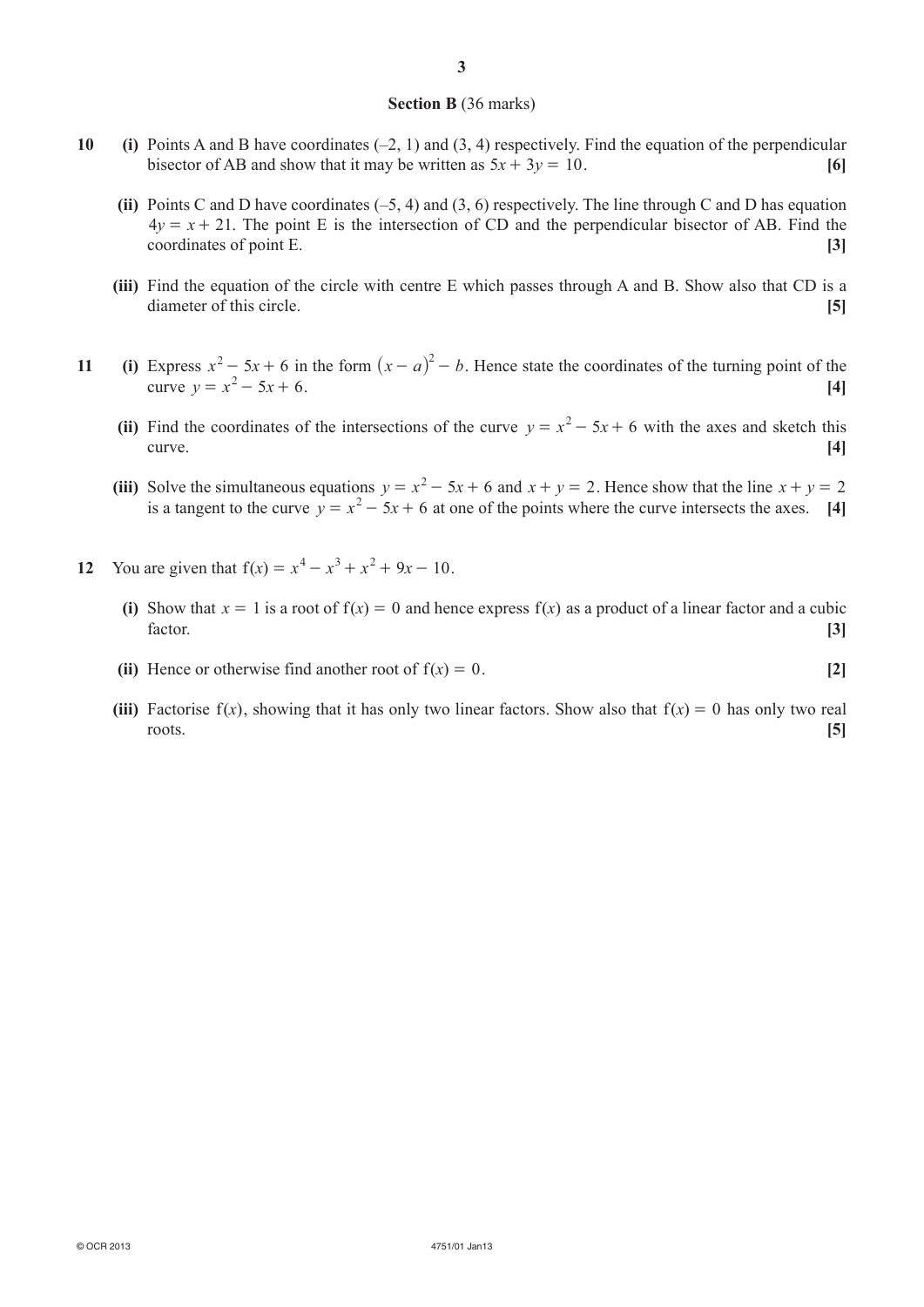## Section B (36 marks)

**10** **(i)** Points A and B have coordinates (–2, 1) and (3, 4) respectively. Find the equation of the perpendicular bisector of AB and show that it may be written as $5x + 3y = 10$. **[6]**

**(ii)** Points C and D have coordinates (–5, 4) and (3, 6) respectively. The line through C and D has equation $4y = x + 21$. The point E is the intersection of CD and the perpendicular bisector of AB. Find the coordinates of point E. **[3]**

**(iii)** Find the equation of the circle with centre E which passes through A and B. Show also that CD is a diameter of this circle. **[5]**

**11** **(i)** Express $x^2 - 5x + 6$ in the form $(x - a)^2 - b$. Hence state the coordinates of the turning point of the curve $y = x^2 - 5x + 6$. **[4]**

**(ii)** Find the coordinates of the intersections of the curve $y = x^2 - 5x + 6$ with the axes and sketch this curve. **[4]**

**(iii)** Solve the simultaneous equations $y = x^2 - 5x + 6$ and $x + y = 2$. Hence show that the line $x + y = 2$ is a tangent to the curve $y = x^2 - 5x + 6$ at one of the points where the curve intersects the axes. **[4]**

**12** You are given that $f(x) = x^4 - x^3 + x^2 + 9x - 10$.

**(i)** Show that $x = 1$ is a root of $f(x) = 0$ and hence express $f(x)$ as a product of a linear factor and a cubic factor. **[3]**

**(ii)** Hence or otherwise find another root of $f(x) = 0$. **[2]**

**(iii)** Factorise $f(x)$, showing that it has only two linear factors. Show also that $f(x) = 0$ has only two real roots. **[5]**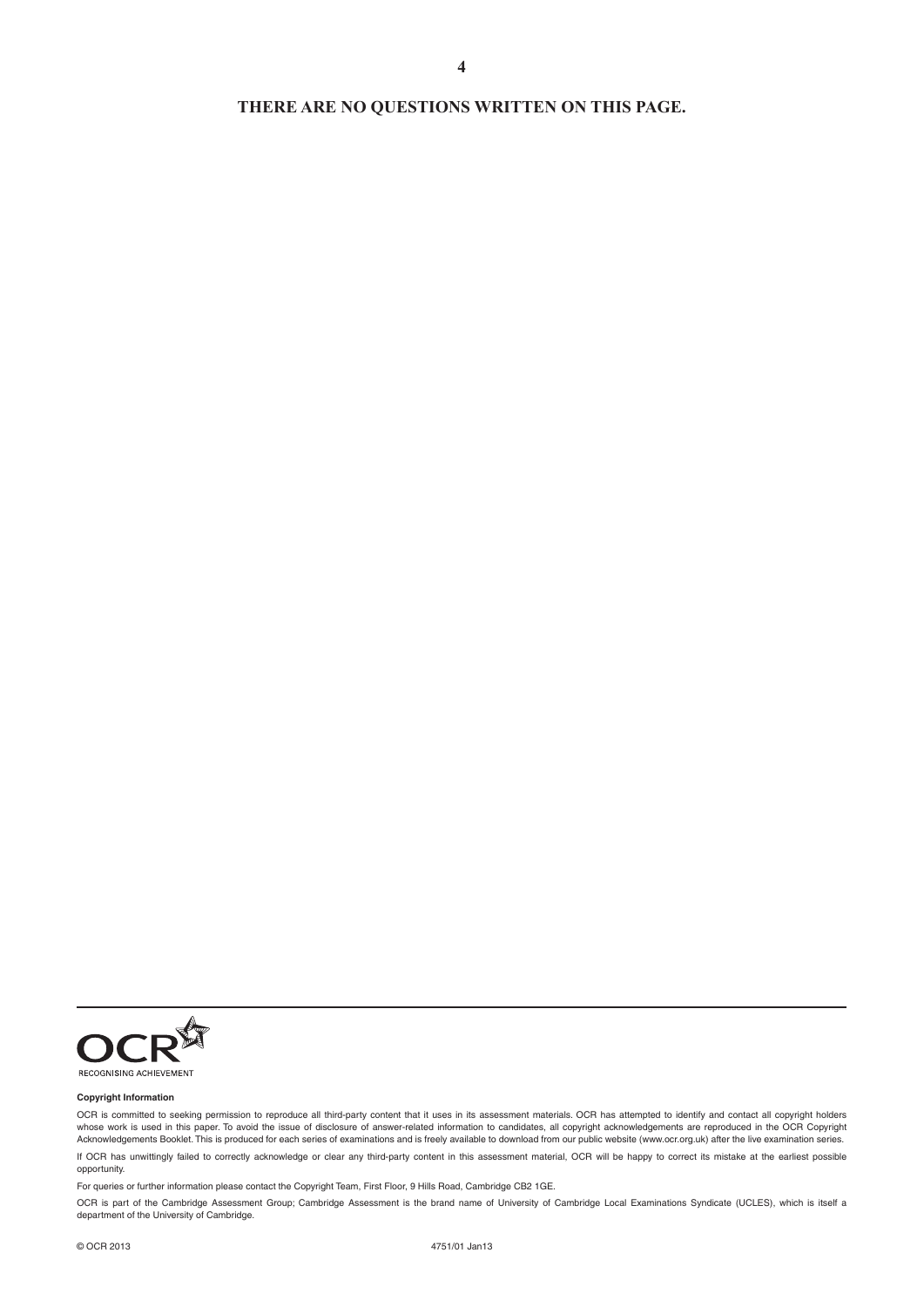**THERE ARE NO QUESTIONS WRITTEN ON THIS PAGE.**

OCR
RECOGNISING ACHIEVEMENT

**Copyright Information**

OCR is committed to seeking permission to reproduce all third-party content that it uses in its assessment materials. OCR has attempted to identify and contact all copyright holders whose work is used in this paper. To avoid the issue of disclosure of answer-related information to candidates, all copyright acknowledgements are reproduced in the OCR Copyright Acknowledgements Booklet. This is produced for each series of examinations and is freely available to download from our public website (www.ocr.org.uk) after the live examination series.

If OCR has unwittingly failed to correctly acknowledge or clear any third-party content in this assessment material, OCR will be happy to correct its mistake at the earliest possible opportunity.

For queries or further information please contact the Copyright Team, First Floor, 9 Hills Road, Cambridge CB2 1GE.

OCR is part of the Cambridge Assessment Group; Cambridge Assessment is the brand name of University of Cambridge Local Examinations Syndicate (UCLES), which is itself a department of the University of Cambridge.

© OCR 2013 4751/01 Jan13